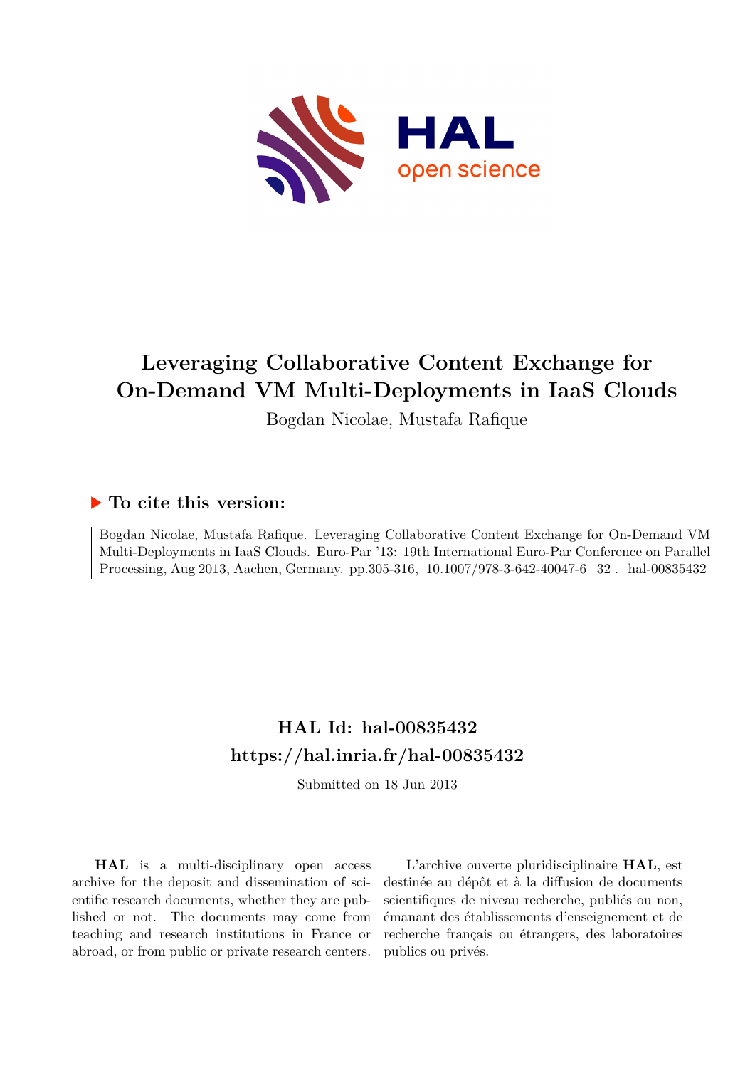# Leveraging Collaborative Content Exchange for On-Demand VM Multi-Deployments in IaaS Clouds

Bogdan Nicolae, Mustafa Rafique

## ▶ To cite this version:

Bogdan Nicolae, Mustafa Rafique. Leveraging Collaborative Content Exchange for On-Demand VM Multi-Deployments in IaaS Clouds. Euro-Par '13: 19th International Euro-Par Conference on Parallel Processing, Aug 2013, Aachen, Germany. pp.305-316, 10.1007/978-3-642-40047-6_32 . hal-00835432

## HAL Id: hal-00835432
## https://hal.inria.fr/hal-00835432

Submitted on 18 Jun 2013

**HAL** is a multi-disciplinary open access archive for the deposit and dissemination of scientific research documents, whether they are published or not. The documents may come from teaching and research institutions in France or abroad, or from public or private research centers.

L'archive ouverte pluridisciplinaire **HAL**, est destinée au dépôt et à la diffusion de documents scientifiques de niveau recherche, publiés ou non, émanant des établissements d'enseignement et de recherche français ou étrangers, des laboratoires publics ou privés.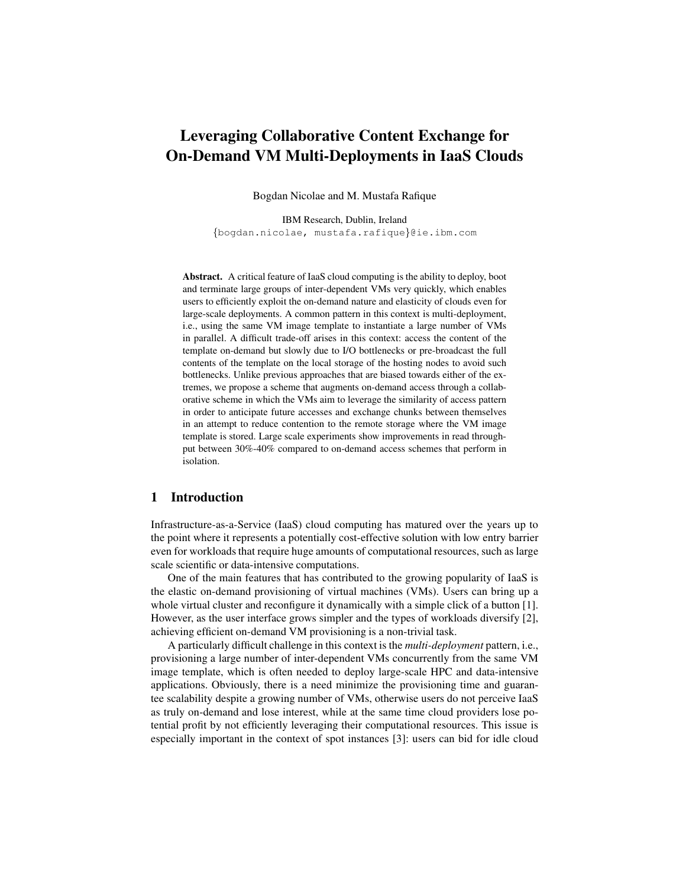# Leveraging Collaborative Content Exchange for On-Demand VM Multi-Deployments in IaaS Clouds

Bogdan Nicolae and M. Mustafa Rafique

IBM Research, Dublin, Ireland
{bogdan.nicolae, mustafa.rafique}@ie.ibm.com

**Abstract.** A critical feature of IaaS cloud computing is the ability to deploy, boot and terminate large groups of inter-dependent VMs very quickly, which enables users to efficiently exploit the on-demand nature and elasticity of clouds even for large-scale deployments. A common pattern in this context is multi-deployment, i.e., using the same VM image template to instantiate a large number of VMs in parallel. A difficult trade-off arises in this context: access the content of the template on-demand but slowly due to I/O bottlenecks or pre-broadcast the full contents of the template on the local storage of the hosting nodes to avoid such bottlenecks. Unlike previous approaches that are biased towards either of the extremes, we propose a scheme that augments on-demand access through a collaborative scheme in which the VMs aim to leverage the similarity of access pattern in order to anticipate future accesses and exchange chunks between themselves in an attempt to reduce contention to the remote storage where the VM image template is stored. Large scale experiments show improvements in read throughput between 30%-40% compared to on-demand access schemes that perform in isolation.

## 1 Introduction

Infrastructure-as-a-Service (IaaS) cloud computing has matured over the years up to the point where it represents a potentially cost-effective solution with low entry barrier even for workloads that require huge amounts of computational resources, such as large scale scientific or data-intensive computations.

One of the main features that has contributed to the growing popularity of IaaS is the elastic on-demand provisioning of virtual machines (VMs). Users can bring up a whole virtual cluster and reconfigure it dynamically with a simple click of a button [1]. However, as the user interface grows simpler and the types of workloads diversify [2], achieving efficient on-demand VM provisioning is a non-trivial task.

A particularly difficult challenge in this context is the *multi-deployment* pattern, i.e., provisioning a large number of inter-dependent VMs concurrently from the same VM image template, which is often needed to deploy large-scale HPC and data-intensive applications. Obviously, there is a need minimize the provisioning time and guarantee scalability despite a growing number of VMs, otherwise users do not perceive IaaS as truly on-demand and lose interest, while at the same time cloud providers lose potential profit by not efficiently leveraging their computational resources. This issue is especially important in the context of spot instances [3]: users can bid for idle cloud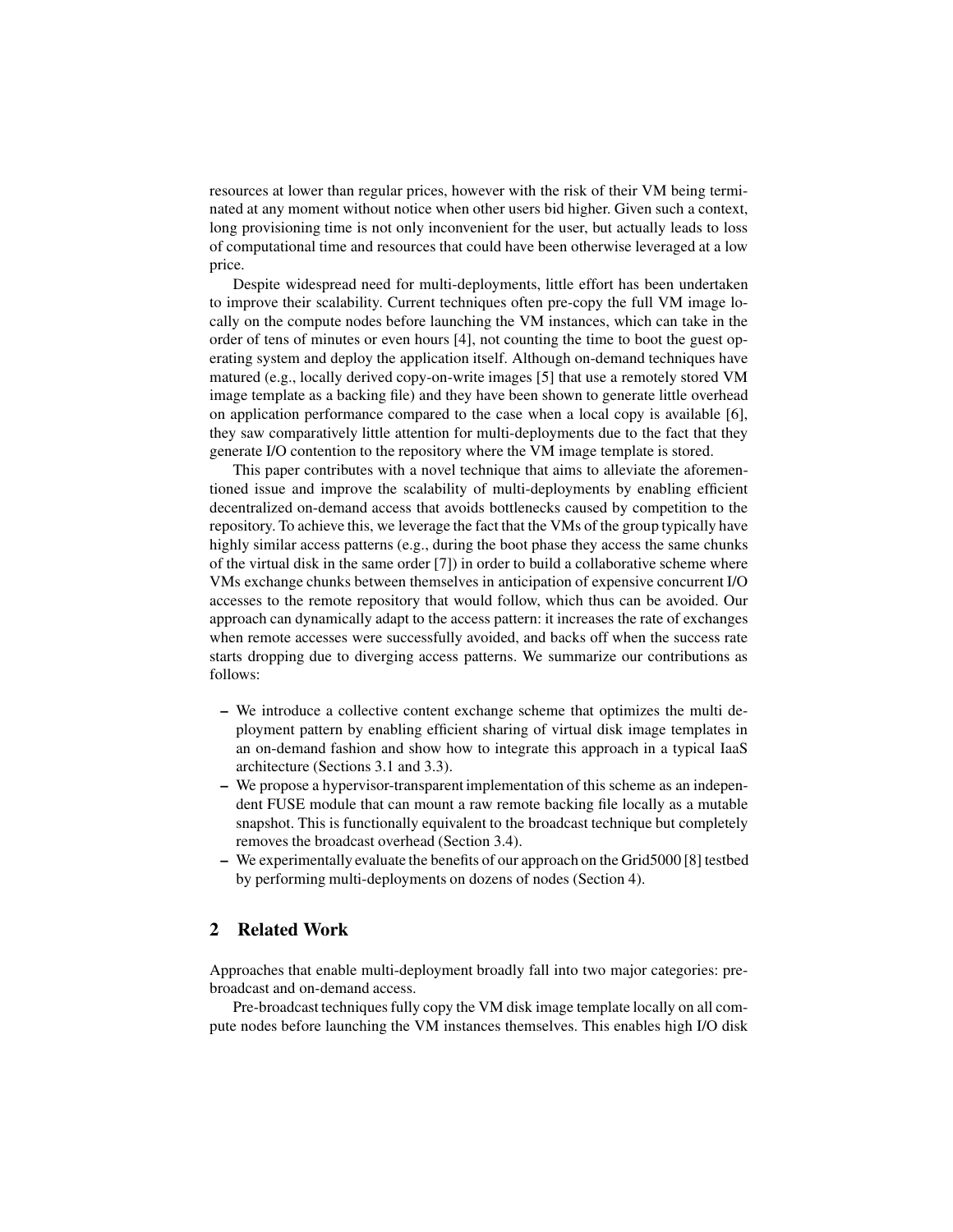resources at lower than regular prices, however with the risk of their VM being terminated at any moment without notice when other users bid higher. Given such a context, long provisioning time is not only inconvenient for the user, but actually leads to loss of computational time and resources that could have been otherwise leveraged at a low price.

Despite widespread need for multi-deployments, little effort has been undertaken to improve their scalability. Current techniques often pre-copy the full VM image locally on the compute nodes before launching the VM instances, which can take in the order of tens of minutes or even hours [4], not counting the time to boot the guest operating system and deploy the application itself. Although on-demand techniques have matured (e.g., locally derived copy-on-write images [5] that use a remotely stored VM image template as a backing file) and they have been shown to generate little overhead on application performance compared to the case when a local copy is available [6], they saw comparatively little attention for multi-deployments due to the fact that they generate I/O contention to the repository where the VM image template is stored.

This paper contributes with a novel technique that aims to alleviate the aforementioned issue and improve the scalability of multi-deployments by enabling efficient decentralized on-demand access that avoids bottlenecks caused by competition to the repository. To achieve this, we leverage the fact that the VMs of the group typically have highly similar access patterns (e.g., during the boot phase they access the same chunks of the virtual disk in the same order [7]) in order to build a collaborative scheme where VMs exchange chunks between themselves in anticipation of expensive concurrent I/O accesses to the remote repository that would follow, which thus can be avoided. Our approach can dynamically adapt to the access pattern: it increases the rate of exchanges when remote accesses were successfully avoided, and backs off when the success rate starts dropping due to diverging access patterns. We summarize our contributions as follows:

- We introduce a collective content exchange scheme that optimizes the multi deployment pattern by enabling efficient sharing of virtual disk image templates in an on-demand fashion and show how to integrate this approach in a typical IaaS architecture (Sections 3.1 and 3.3).
- We propose a hypervisor-transparent implementation of this scheme as an independent FUSE module that can mount a raw remote backing file locally as a mutable snapshot. This is functionally equivalent to the broadcast technique but completely removes the broadcast overhead (Section 3.4).
- We experimentally evaluate the benefits of our approach on the Grid5000 [8] testbed by performing multi-deployments on dozens of nodes (Section 4).

## 2 Related Work

Approaches that enable multi-deployment broadly fall into two major categories: pre-broadcast and on-demand access.

Pre-broadcast techniques fully copy the VM disk image template locally on all compute nodes before launching the VM instances themselves. This enables high I/O disk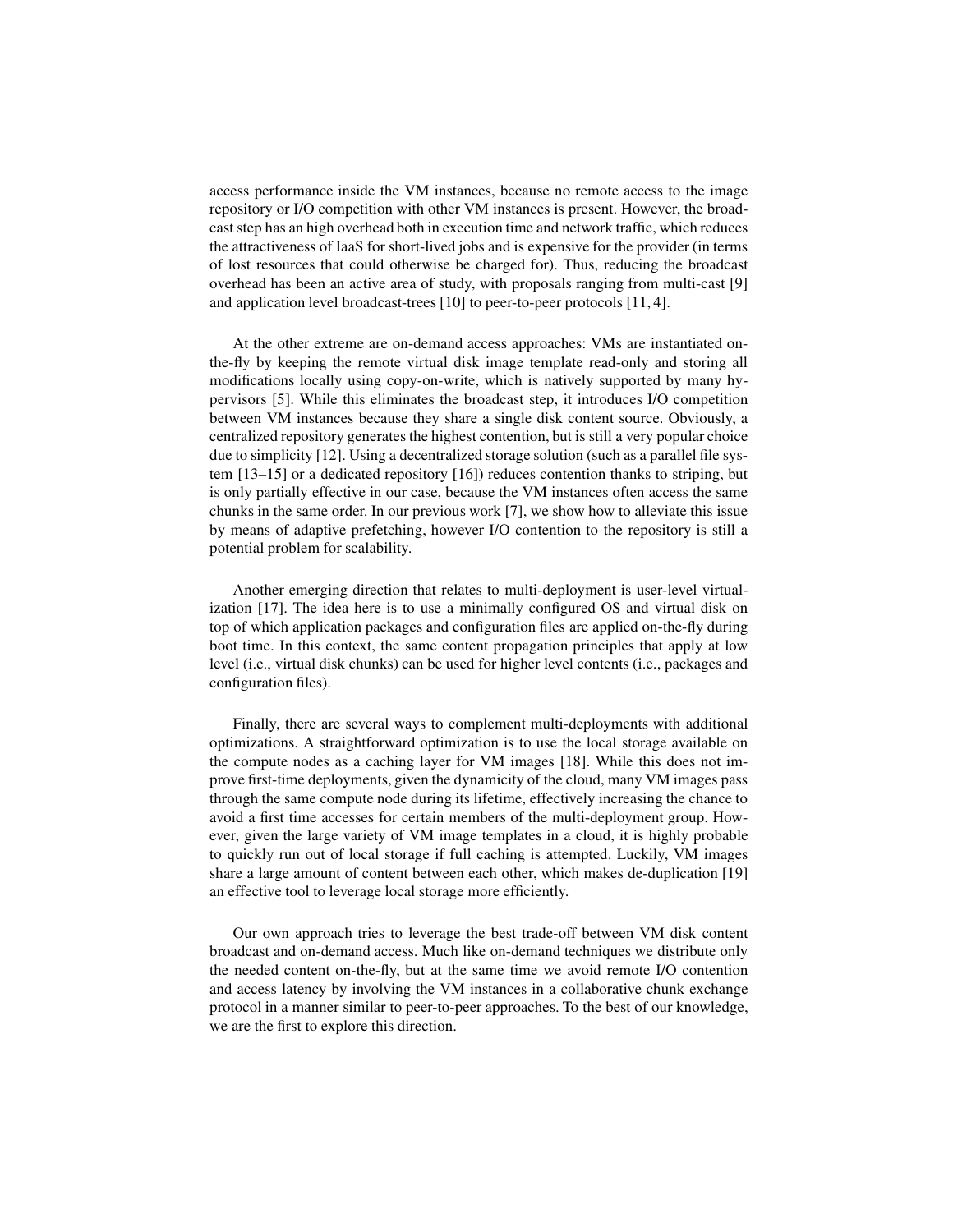access performance inside the VM instances, because no remote access to the image repository or I/O competition with other VM instances is present. However, the broadcast step has an high overhead both in execution time and network traffic, which reduces the attractiveness of IaaS for short-lived jobs and is expensive for the provider (in terms of lost resources that could otherwise be charged for). Thus, reducing the broadcast overhead has been an active area of study, with proposals ranging from multi-cast [9] and application level broadcast-trees [10] to peer-to-peer protocols [11, 4].

At the other extreme are on-demand access approaches: VMs are instantiated on-the-fly by keeping the remote virtual disk image template read-only and storing all modifications locally using copy-on-write, which is natively supported by many hypervisors [5]. While this eliminates the broadcast step, it introduces I/O competition between VM instances because they share a single disk content source. Obviously, a centralized repository generates the highest contention, but is still a very popular choice due to simplicity [12]. Using a decentralized storage solution (such as a parallel file system [13–15] or a dedicated repository [16]) reduces contention thanks to striping, but is only partially effective in our case, because the VM instances often access the same chunks in the same order. In our previous work [7], we show how to alleviate this issue by means of adaptive prefetching, however I/O contention to the repository is still a potential problem for scalability.

Another emerging direction that relates to multi-deployment is user-level virtualization [17]. The idea here is to use a minimally configured OS and virtual disk on top of which application packages and configuration files are applied on-the-fly during boot time. In this context, the same content propagation principles that apply at low level (i.e., virtual disk chunks) can be used for higher level contents (i.e., packages and configuration files).

Finally, there are several ways to complement multi-deployments with additional optimizations. A straightforward optimization is to use the local storage available on the compute nodes as a caching layer for VM images [18]. While this does not improve first-time deployments, given the dynamicity of the cloud, many VM images pass through the same compute node during its lifetime, effectively increasing the chance to avoid a first time accesses for certain members of the multi-deployment group. However, given the large variety of VM image templates in a cloud, it is highly probable to quickly run out of local storage if full caching is attempted. Luckily, VM images share a large amount of content between each other, which makes de-duplication [19] an effective tool to leverage local storage more efficiently.

Our own approach tries to leverage the best trade-off between VM disk content broadcast and on-demand access. Much like on-demand techniques we distribute only the needed content on-the-fly, but at the same time we avoid remote I/O contention and access latency by involving the VM instances in a collaborative chunk exchange protocol in a manner similar to peer-to-peer approaches. To the best of our knowledge, we are the first to explore this direction.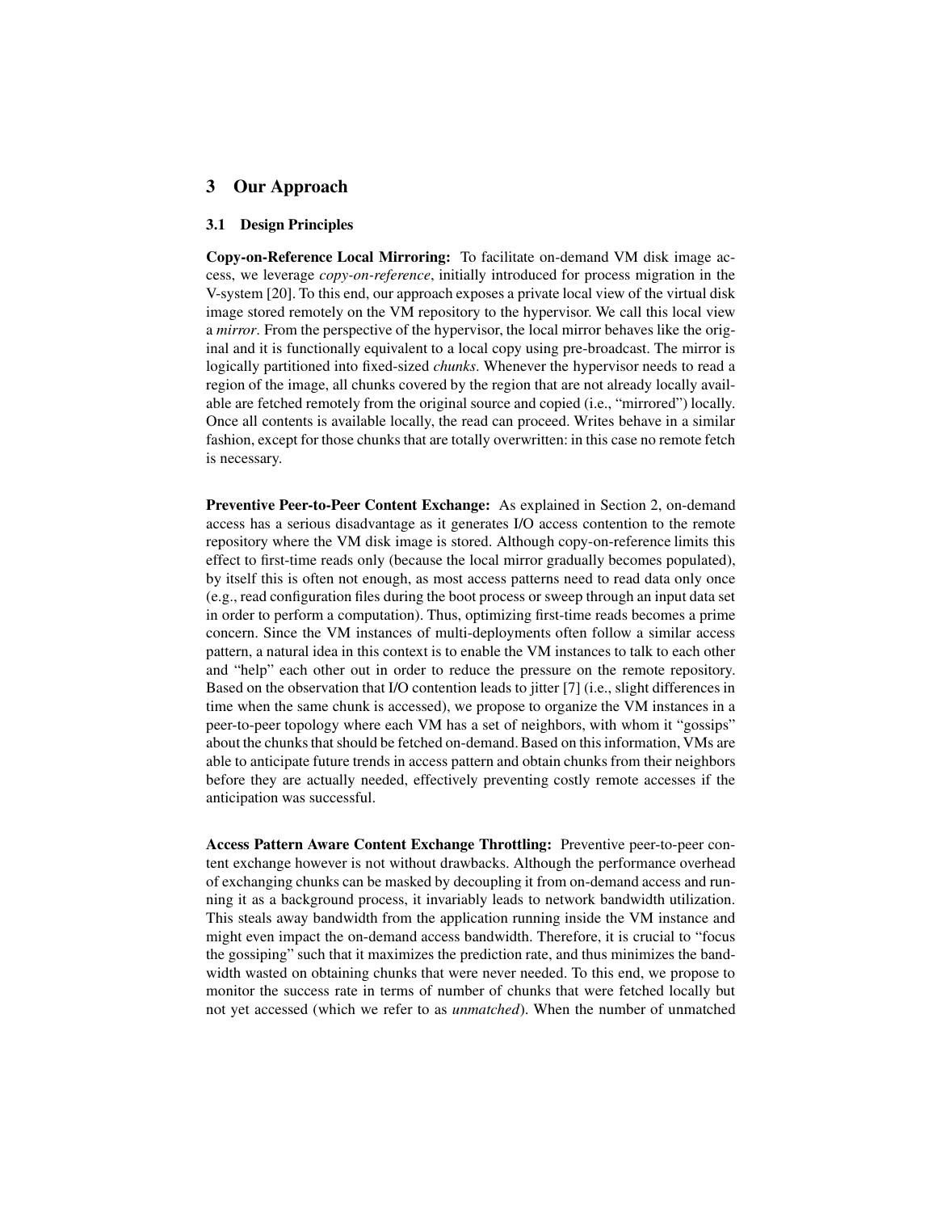## 3 Our Approach

### 3.1 Design Principles

**Copy-on-Reference Local Mirroring:** To facilitate on-demand VM disk image access, we leverage *copy-on-reference*, initially introduced for process migration in the V-system [20]. To this end, our approach exposes a private local view of the virtual disk image stored remotely on the VM repository to the hypervisor. We call this local view a *mirror*. From the perspective of the hypervisor, the local mirror behaves like the original and it is functionally equivalent to a local copy using pre-broadcast. The mirror is logically partitioned into fixed-sized *chunks*. Whenever the hypervisor needs to read a region of the image, all chunks covered by the region that are not already locally available are fetched remotely from the original source and copied (i.e., "mirrored") locally. Once all contents is available locally, the read can proceed. Writes behave in a similar fashion, except for those chunks that are totally overwritten: in this case no remote fetch is necessary.

**Preventive Peer-to-Peer Content Exchange:** As explained in Section 2, on-demand access has a serious disadvantage as it generates I/O access contention to the remote repository where the VM disk image is stored. Although copy-on-reference limits this effect to first-time reads only (because the local mirror gradually becomes populated), by itself this is often not enough, as most access patterns need to read data only once (e.g., read configuration files during the boot process or sweep through an input data set in order to perform a computation). Thus, optimizing first-time reads becomes a prime concern. Since the VM instances of multi-deployments often follow a similar access pattern, a natural idea in this context is to enable the VM instances to talk to each other and "help" each other out in order to reduce the pressure on the remote repository. Based on the observation that I/O contention leads to jitter [7] (i.e., slight differences in time when the same chunk is accessed), we propose to organize the VM instances in a peer-to-peer topology where each VM has a set of neighbors, with whom it "gossips" about the chunks that should be fetched on-demand. Based on this information, VMs are able to anticipate future trends in access pattern and obtain chunks from their neighbors before they are actually needed, effectively preventing costly remote accesses if the anticipation was successful.

**Access Pattern Aware Content Exchange Throttling:** Preventive peer-to-peer content exchange however is not without drawbacks. Although the performance overhead of exchanging chunks can be masked by decoupling it from on-demand access and running it as a background process, it invariably leads to network bandwidth utilization. This steals away bandwidth from the application running inside the VM instance and might even impact the on-demand access bandwidth. Therefore, it is crucial to "focus the gossiping" such that it maximizes the prediction rate, and thus minimizes the bandwidth wasted on obtaining chunks that were never needed. To this end, we propose to monitor the success rate in terms of number of chunks that were fetched locally but not yet accessed (which we refer to as *unmatched*). When the number of unmatched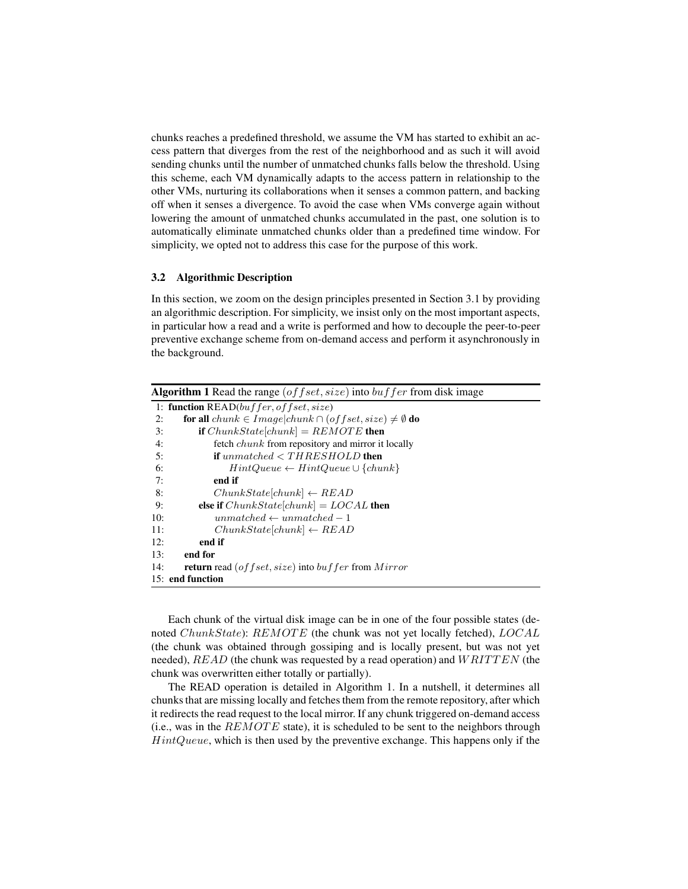chunks reaches a predefined threshold, we assume the VM has started to exhibit an access pattern that diverges from the rest of the neighborhood and as such it will avoid sending chunks until the number of unmatched chunks falls below the threshold. Using this scheme, each VM dynamically adapts to the access pattern in relationship to the other VMs, nurturing its collaborations when it senses a common pattern, and backing off when it senses a divergence. To avoid the case when VMs converge again without lowering the amount of unmatched chunks accumulated in the past, one solution is to automatically eliminate unmatched chunks older than a predefined time window. For simplicity, we opted not to address this case for the purpose of this work.

### 3.2 Algorithmic Description

In this section, we zoom on the design principles presented in Section 3.1 by providing an algorithmic description. For simplicity, we insist only on the most important aspects, in particular how a read and a write is performed and how to decouple the peer-to-peer preventive exchange scheme from on-demand access and perform it asynchronously in the background.

**Algorithm 1** Read the range $(offset, size)$ into $buffer$ from disk image

```
 1: function READ(buffer, offset, size)
 2:     for all chunk ∈ Image | chunk ∩ (offset, size) ≠ ∅ do
 3:         if ChunkState[chunk] = REMOTE then
 4:             fetch chunk from repository and mirror it locally
 5:             if unmatched < THRESHOLD then
 6:                 HintQueue ← HintQueue ∪ {chunk}
 7:             end if
 8:             ChunkState[chunk] ← READ
 9:         else if ChunkState[chunk] = LOCAL then
10:             unmatched ← unmatched − 1
11:             ChunkState[chunk] ← READ
12:         end if
13:     end for
14:     return read (offset, size) into buffer from Mirror
15: end function
```

Each chunk of the virtual disk image can be in one of the four possible states (denoted $ChunkState$): $REMOTE$ (the chunk was not yet locally fetched), $LOCAL$ (the chunk was obtained through gossiping and is locally present, but was not yet needed), $READ$ (the chunk was requested by a read operation) and $WRITTEN$ (the chunk was overwritten either totally or partially).

The READ operation is detailed in Algorithm 1. In a nutshell, it determines all chunks that are missing locally and fetches them from the remote repository, after which it redirects the read request to the local mirror. If any chunk triggered on-demand access (i.e., was in the $REMOTE$ state), it is scheduled to be sent to the neighbors through $HintQueue$, which is then used by the preventive exchange. This happens only if the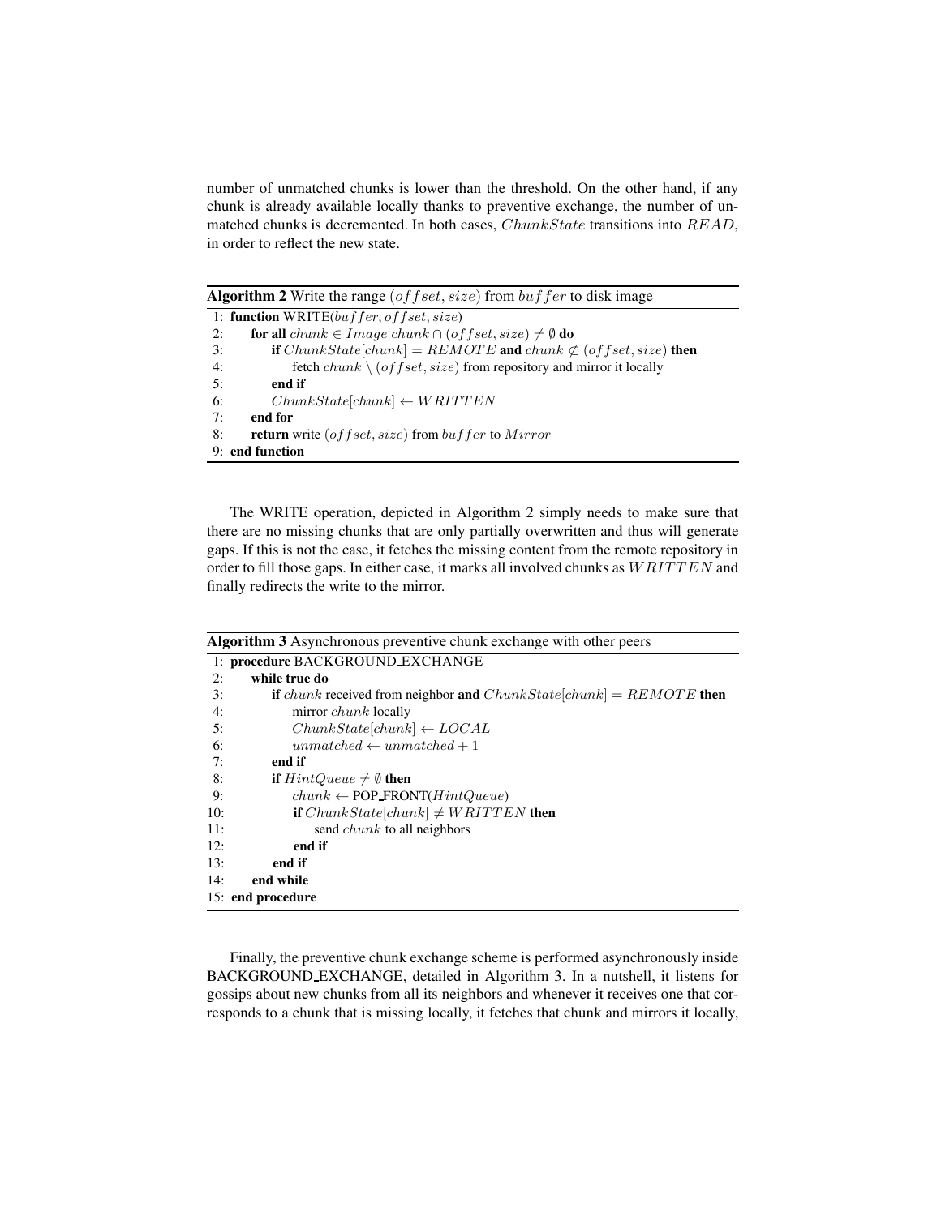number of unmatched chunks is lower than the threshold. On the other hand, if any chunk is already available locally thanks to preventive exchange, the number of unmatched chunks is decremented. In both cases, $ChunkState$ transitions into $READ$, in order to reflect the new state.

**Algorithm 2** Write the range $(offset, size)$ from $buffer$ to disk image

```
1: function WRITE(buffer, offset, size)
2:     for all chunk ∈ Image | chunk ∩ (offset, size) ≠ ∅ do
3:         if ChunkState[chunk] = REMOTE and chunk ⊄ (offset, size) then
4:             fetch chunk \ (offset, size) from repository and mirror it locally
5:         end if
6:         ChunkState[chunk] ← WRITTEN
7:     end for
8:     return write (offset, size) from buffer to Mirror
9: end function
```

The WRITE operation, depicted in Algorithm 2 simply needs to make sure that there are no missing chunks that are only partially overwritten and thus will generate gaps. If this is not the case, it fetches the missing content from the remote repository in order to fill those gaps. In either case, it marks all involved chunks as $WRITTEN$ and finally redirects the write to the mirror.

**Algorithm 3** Asynchronous preventive chunk exchange with other peers

```
1: procedure BACKGROUND_EXCHANGE
2:     while true do
3:         if chunk received from neighbor and ChunkState[chunk] = REMOTE then
4:             mirror chunk locally
5:             ChunkState[chunk] ← LOCAL
6:             unmatched ← unmatched + 1
7:         end if
8:         if HintQueue ≠ ∅ then
9:             chunk ← POP_FRONT(HintQueue)
10:            if ChunkState[chunk] ≠ WRITTEN then
11:                send chunk to all neighbors
12:            end if
13:        end if
14:    end while
15: end procedure
```

Finally, the preventive chunk exchange scheme is performed asynchronously inside BACKGROUND_EXCHANGE, detailed in Algorithm 3. In a nutshell, it listens for gossips about new chunks from all its neighbors and whenever it receives one that corresponds to a chunk that is missing locally, it fetches that chunk and mirrors it locally,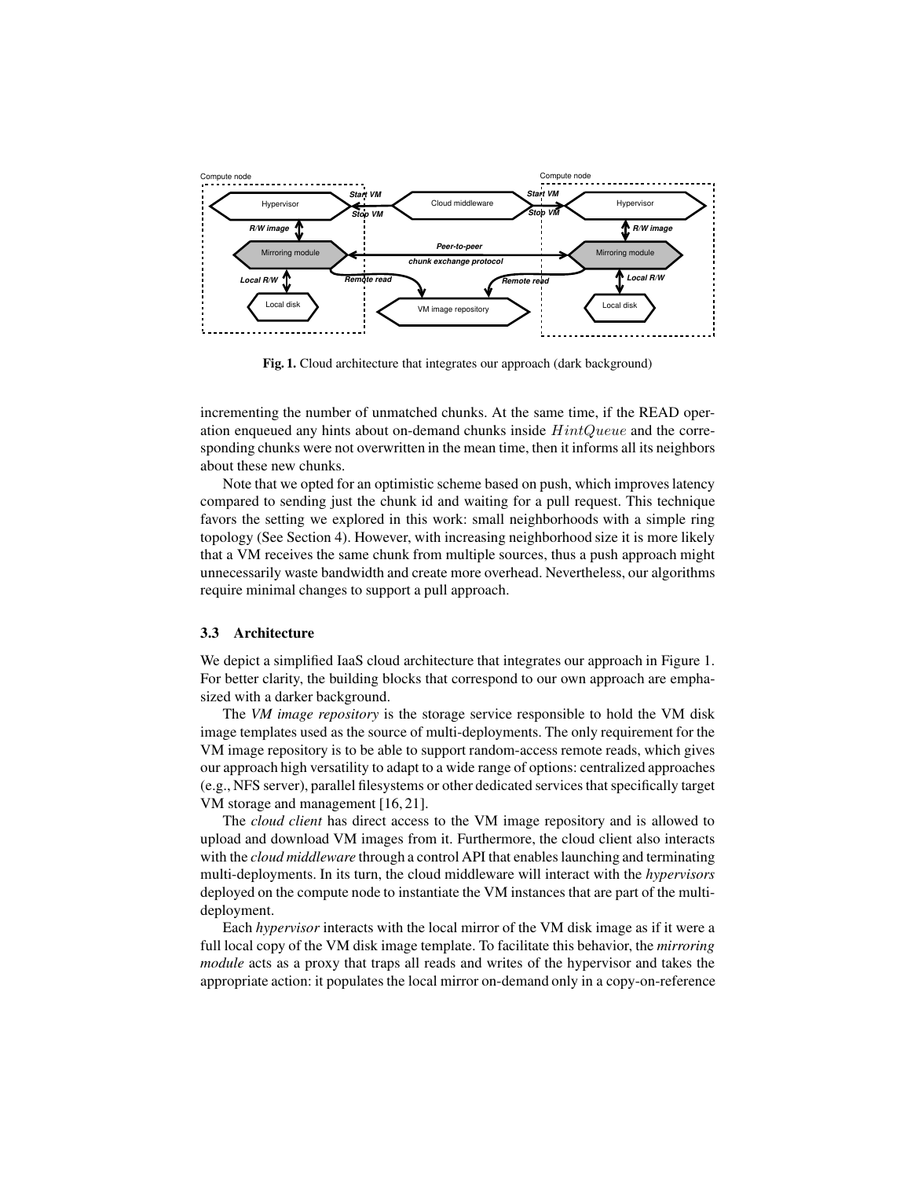**Fig. 1.** Cloud architecture that integrates our approach (dark background)

incrementing the number of unmatched chunks. At the same time, if the READ operation enqueued any hints about on-demand chunks inside $HintQueue$ and the corresponding chunks were not overwritten in the mean time, then it informs all its neighbors about these new chunks.

Note that we opted for an optimistic scheme based on push, which improves latency compared to sending just the chunk id and waiting for a pull request. This technique favors the setting we explored in this work: small neighborhoods with a simple ring topology (See Section 4). However, with increasing neighborhood size it is more likely that a VM receives the same chunk from multiple sources, thus a push approach might unnecessarily waste bandwidth and create more overhead. Nevertheless, our algorithms require minimal changes to support a pull approach.

### 3.3 Architecture

We depict a simplified IaaS cloud architecture that integrates our approach in Figure 1. For better clarity, the building blocks that correspond to our own approach are emphasized with a darker background.

The *VM image repository* is the storage service responsible to hold the VM disk image templates used as the source of multi-deployments. The only requirement for the VM image repository is to be able to support random-access remote reads, which gives our approach high versatility to adapt to a wide range of options: centralized approaches (e.g., NFS server), parallel filesystems or other dedicated services that specifically target VM storage and management [16, 21].

The *cloud client* has direct access to the VM image repository and is allowed to upload and download VM images from it. Furthermore, the cloud client also interacts with the *cloud middleware* through a control API that enables launching and terminating multi-deployments. In its turn, the cloud middleware will interact with the *hypervisors* deployed on the compute node to instantiate the VM instances that are part of the multi-deployment.

Each *hypervisor* interacts with the local mirror of the VM disk image as if it were a full local copy of the VM disk image template. To facilitate this behavior, the *mirroring module* acts as a proxy that traps all reads and writes of the hypervisor and takes the appropriate action: it populates the local mirror on-demand only in a copy-on-reference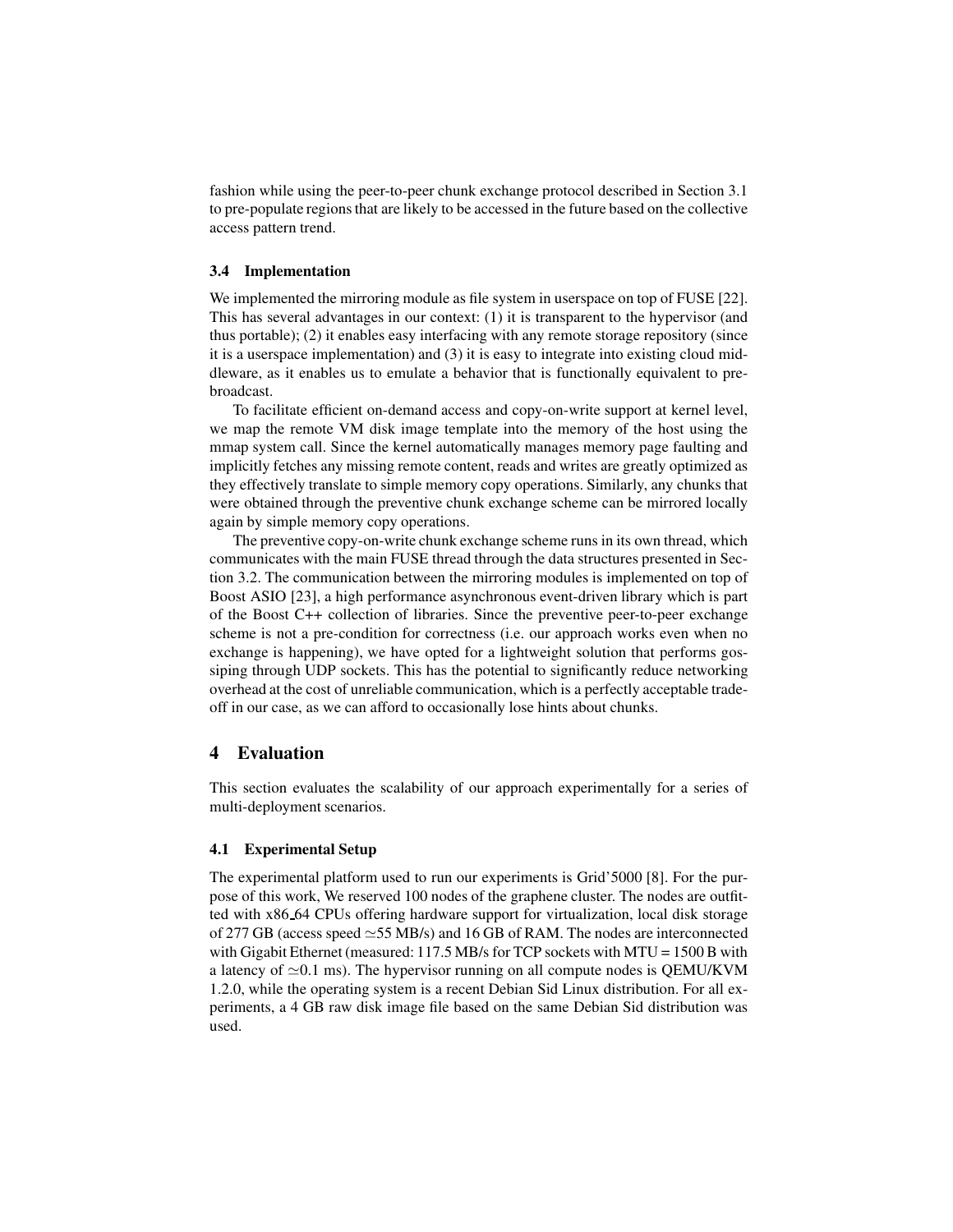fashion while using the peer-to-peer chunk exchange protocol described in Section 3.1 to pre-populate regions that are likely to be accessed in the future based on the collective access pattern trend.

### 3.4 Implementation

We implemented the mirroring module as file system in userspace on top of FUSE [22]. This has several advantages in our context: (1) it is transparent to the hypervisor (and thus portable); (2) it enables easy interfacing with any remote storage repository (since it is a userspace implementation) and (3) it is easy to integrate into existing cloud middleware, as it enables us to emulate a behavior that is functionally equivalent to pre-broadcast.

To facilitate efficient on-demand access and copy-on-write support at kernel level, we map the remote VM disk image template into the memory of the host using the mmap system call. Since the kernel automatically manages memory page faulting and implicitly fetches any missing remote content, reads and writes are greatly optimized as they effectively translate to simple memory copy operations. Similarly, any chunks that were obtained through the preventive chunk exchange scheme can be mirrored locally again by simple memory copy operations.

The preventive copy-on-write chunk exchange scheme runs in its own thread, which communicates with the main FUSE thread through the data structures presented in Section 3.2. The communication between the mirroring modules is implemented on top of Boost ASIO [23], a high performance asynchronous event-driven library which is part of the Boost C++ collection of libraries. Since the preventive peer-to-peer exchange scheme is not a pre-condition for correctness (i.e. our approach works even when no exchange is happening), we have opted for a lightweight solution that performs gossiping through UDP sockets. This has the potential to significantly reduce networking overhead at the cost of unreliable communication, which is a perfectly acceptable trade-off in our case, as we can afford to occasionally lose hints about chunks.

## 4 Evaluation

This section evaluates the scalability of our approach experimentally for a series of multi-deployment scenarios.

### 4.1 Experimental Setup

The experimental platform used to run our experiments is Grid'5000 [8]. For the purpose of this work, We reserved 100 nodes of the graphene cluster. The nodes are outfitted with x86_64 CPUs offering hardware support for virtualization, local disk storage of 277 GB (access speed $\simeq$55 MB/s) and 16 GB of RAM. The nodes are interconnected with Gigabit Ethernet (measured: 117.5 MB/s for TCP sockets with MTU = 1500 B with a latency of $\simeq$0.1 ms). The hypervisor running on all compute nodes is QEMU/KVM 1.2.0, while the operating system is a recent Debian Sid Linux distribution. For all experiments, a 4 GB raw disk image file based on the same Debian Sid distribution was used.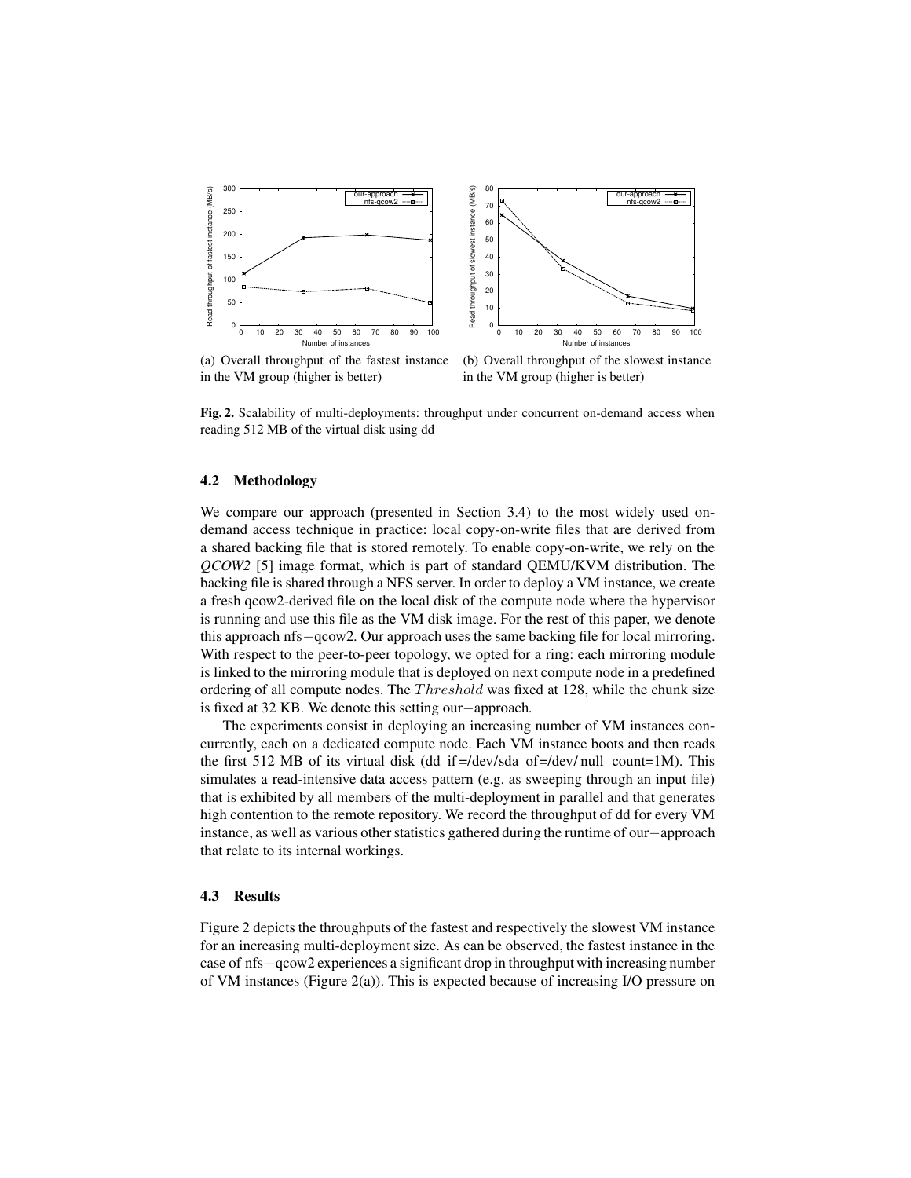(a) Overall throughput of the fastest instance in the VM group (higher is better)

(b) Overall throughput of the slowest instance in the VM group (higher is better)

**Fig. 2.** Scalability of multi-deployments: throughput under concurrent on-demand access when reading 512 MB of the virtual disk using dd

### 4.2 Methodology

We compare our approach (presented in Section 3.4) to the most widely used on-demand access technique in practice: local copy-on-write files that are derived from a shared backing file that is stored remotely. To enable copy-on-write, we rely on the *QCOW2* [5] image format, which is part of standard QEMU/KVM distribution. The backing file is shared through a NFS server. In order to deploy a VM instance, we create a fresh qcow2-derived file on the local disk of the compute node where the hypervisor is running and use this file as the VM disk image. For the rest of this paper, we denote this approach nfs−qcow2. Our approach uses the same backing file for local mirroring. With respect to the peer-to-peer topology, we opted for a ring: each mirroring module is linked to the mirroring module that is deployed on next compute node in a predefined ordering of all compute nodes. The $Threshold$ was fixed at 128, while the chunk size is fixed at 32 KB. We denote this setting our−approach.

The experiments consist in deploying an increasing number of VM instances concurrently, each on a dedicated compute node. Each VM instance boots and then reads the first 512 MB of its virtual disk (dd if=/dev/sda of=/dev/null count=1M). This simulates a read-intensive data access pattern (e.g. as sweeping through an input file) that is exhibited by all members of the multi-deployment in parallel and that generates high contention to the remote repository. We record the throughput of dd for every VM instance, as well as various other statistics gathered during the runtime of our−approach that relate to its internal workings.

### 4.3 Results

Figure 2 depicts the throughputs of the fastest and respectively the slowest VM instance for an increasing multi-deployment size. As can be observed, the fastest instance in the case of nfs−qcow2 experiences a significant drop in throughput with increasing number of VM instances (Figure 2(a)). This is expected because of increasing I/O pressure on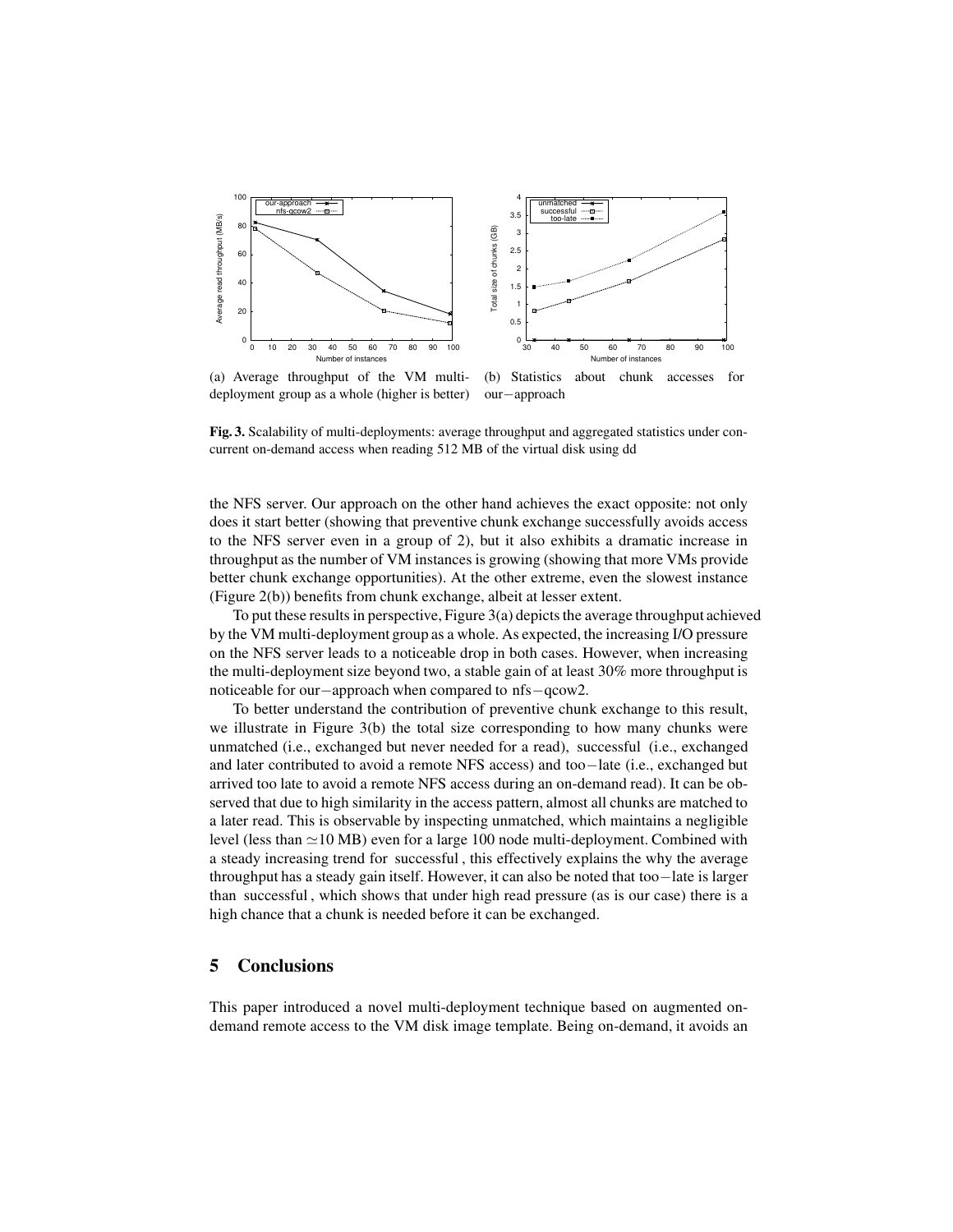(a) Average throughput of the VM multi-deployment group as a whole (higher is better)

(b) Statistics about chunk accesses for our−approach

**Fig. 3.** Scalability of multi-deployments: average throughput and aggregated statistics under concurrent on-demand access when reading 512 MB of the virtual disk using dd

the NFS server. Our approach on the other hand achieves the exact opposite: not only does it start better (showing that preventive chunk exchange successfully avoids access to the NFS server even in a group of 2), but it also exhibits a dramatic increase in throughput as the number of VM instances is growing (showing that more VMs provide better chunk exchange opportunities). At the other extreme, even the slowest instance (Figure 2(b)) benefits from chunk exchange, albeit at lesser extent.

To put these results in perspective, Figure 3(a) depicts the average throughput achieved by the VM multi-deployment group as a whole. As expected, the increasing I/O pressure on the NFS server leads to a noticeable drop in both cases. However, when increasing the multi-deployment size beyond two, a stable gain of at least 30% more throughput is noticeable for our−approach when compared to nfs−qcow2.

To better understand the contribution of preventive chunk exchange to this result, we illustrate in Figure 3(b) the total size corresponding to how many chunks were unmatched (i.e., exchanged but never needed for a read), successful (i.e., exchanged and later contributed to avoid a remote NFS access) and too−late (i.e., exchanged but arrived too late to avoid a remote NFS access during an on-demand read). It can be observed that due to high similarity in the access pattern, almost all chunks are matched to a later read. This is observable by inspecting unmatched, which maintains a negligible level (less than $\simeq$10 MB) even for a large 100 node multi-deployment. Combined with a steady increasing trend for successful , this effectively explains the why the average throughput has a steady gain itself. However, it can also be noted that too−late is larger than successful , which shows that under high read pressure (as is our case) there is a high chance that a chunk is needed before it can be exchanged.

## 5 Conclusions

This paper introduced a novel multi-deployment technique based on augmented on-demand remote access to the VM disk image template. Being on-demand, it avoids an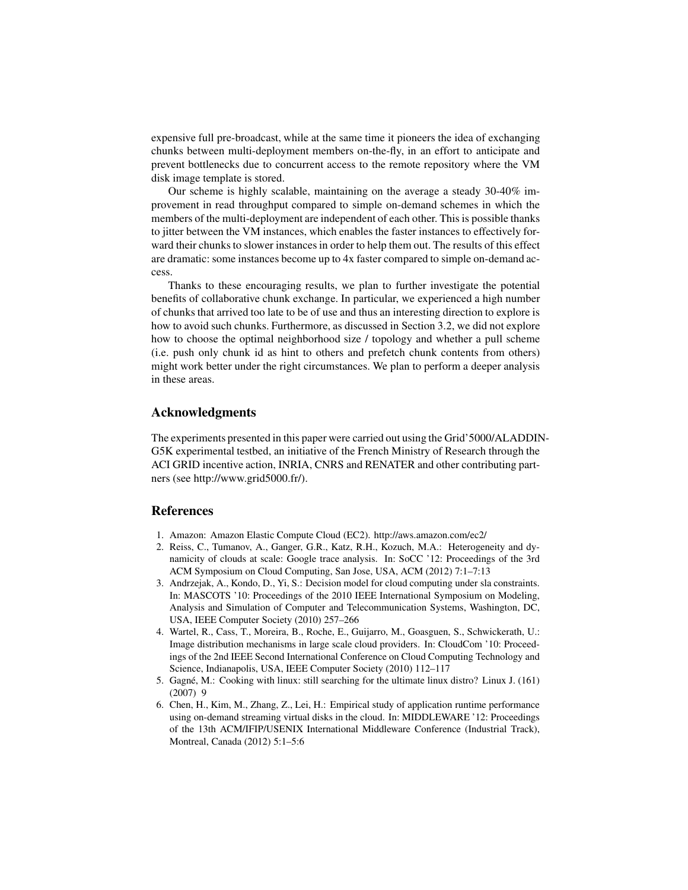expensive full pre-broadcast, while at the same time it pioneers the idea of exchanging chunks between multi-deployment members on-the-fly, in an effort to anticipate and prevent bottlenecks due to concurrent access to the remote repository where the VM disk image template is stored.

Our scheme is highly scalable, maintaining on the average a steady 30-40% improvement in read throughput compared to simple on-demand schemes in which the members of the multi-deployment are independent of each other. This is possible thanks to jitter between the VM instances, which enables the faster instances to effectively forward their chunks to slower instances in order to help them out. The results of this effect are dramatic: some instances become up to 4x faster compared to simple on-demand access.

Thanks to these encouraging results, we plan to further investigate the potential benefits of collaborative chunk exchange. In particular, we experienced a high number of chunks that arrived too late to be of use and thus an interesting direction to explore is how to avoid such chunks. Furthermore, as discussed in Section 3.2, we did not explore how to choose the optimal neighborhood size / topology and whether a pull scheme (i.e. push only chunk id as hint to others and prefetch chunk contents from others) might work better under the right circumstances. We plan to perform a deeper analysis in these areas.

## Acknowledgments

The experiments presented in this paper were carried out using the Grid'5000/ALADDIN-G5K experimental testbed, an initiative of the French Ministry of Research through the ACI GRID incentive action, INRIA, CNRS and RENATER and other contributing partners (see http://www.grid5000.fr/).

## References

1. Amazon: Amazon Elastic Compute Cloud (EC2). http://aws.amazon.com/ec2/
2. Reiss, C., Tumanov, A., Ganger, G.R., Katz, R.H., Kozuch, M.A.: Heterogeneity and dynamicity of clouds at scale: Google trace analysis. In: SoCC '12: Proceedings of the 3rd ACM Symposium on Cloud Computing, San Jose, USA, ACM (2012) 7:1–7:13
3. Andrzejak, A., Kondo, D., Yi, S.: Decision model for cloud computing under sla constraints. In: MASCOTS '10: Proceedings of the 2010 IEEE International Symposium on Modeling, Analysis and Simulation of Computer and Telecommunication Systems, Washington, DC, USA, IEEE Computer Society (2010) 257–266
4. Wartel, R., Cass, T., Moreira, B., Roche, E., Guijarro, M., Goasguen, S., Schwickerath, U.: Image distribution mechanisms in large scale cloud providers. In: CloudCom '10: Proceedings of the 2nd IEEE Second International Conference on Cloud Computing Technology and Science, Indianapolis, USA, IEEE Computer Society (2010) 112–117
5. Gagné, M.: Cooking with linux: still searching for the ultimate linux distro? Linux J. (161) (2007) 9
6. Chen, H., Kim, M., Zhang, Z., Lei, H.: Empirical study of application runtime performance using on-demand streaming virtual disks in the cloud. In: MIDDLEWARE '12: Proceedings of the 13th ACM/IFIP/USENIX International Middleware Conference (Industrial Track), Montreal, Canada (2012) 5:1–5:6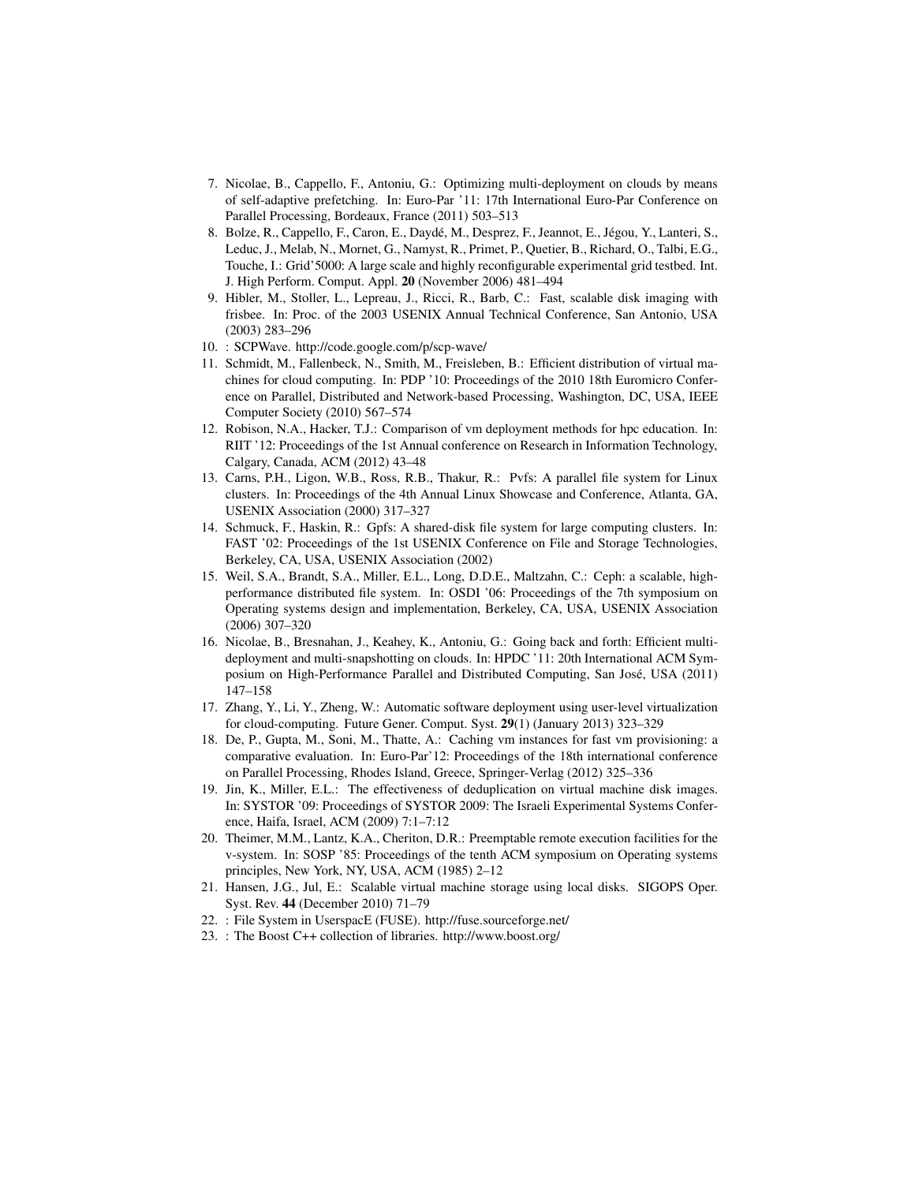7. Nicolae, B., Cappello, F., Antoniu, G.: Optimizing multi-deployment on clouds by means of self-adaptive prefetching. In: Euro-Par '11: 17th International Euro-Par Conference on Parallel Processing, Bordeaux, France (2011) 503–513
8. Bolze, R., Cappello, F., Caron, E., Daydé, M., Desprez, F., Jeannot, E., Jégou, Y., Lanteri, S., Leduc, J., Melab, N., Mornet, G., Namyst, R., Primet, P., Quetier, B., Richard, O., Talbi, E.G., Touche, I.: Grid'5000: A large scale and highly reconfigurable experimental grid testbed. Int. J. High Perform. Comput. Appl. **20** (November 2006) 481–494
9. Hibler, M., Stoller, L., Lepreau, J., Ricci, R., Barb, C.: Fast, scalable disk imaging with frisbee. In: Proc. of the 2003 USENIX Annual Technical Conference, San Antonio, USA (2003) 283–296
10. : SCPWave. http://code.google.com/p/scp-wave/
11. Schmidt, M., Fallenbeck, N., Smith, M., Freisleben, B.: Efficient distribution of virtual machines for cloud computing. In: PDP '10: Proceedings of the 2010 18th Euromicro Conference on Parallel, Distributed and Network-based Processing, Washington, DC, USA, IEEE Computer Society (2010) 567–574
12. Robison, N.A., Hacker, T.J.: Comparison of vm deployment methods for hpc education. In: RIIT '12: Proceedings of the 1st Annual conference on Research in Information Technology, Calgary, Canada, ACM (2012) 43–48
13. Carns, P.H., Ligon, W.B., Ross, R.B., Thakur, R.: Pvfs: A parallel file system for Linux clusters. In: Proceedings of the 4th Annual Linux Showcase and Conference, Atlanta, GA, USENIX Association (2000) 317–327
14. Schmuck, F., Haskin, R.: Gpfs: A shared-disk file system for large computing clusters. In: FAST '02: Proceedings of the 1st USENIX Conference on File and Storage Technologies, Berkeley, CA, USA, USENIX Association (2002)
15. Weil, S.A., Brandt, S.A., Miller, E.L., Long, D.D.E., Maltzahn, C.: Ceph: a scalable, high-performance distributed file system. In: OSDI '06: Proceedings of the 7th symposium on Operating systems design and implementation, Berkeley, CA, USA, USENIX Association (2006) 307–320
16. Nicolae, B., Bresnahan, J., Keahey, K., Antoniu, G.: Going back and forth: Efficient multi-deployment and multi-snapshotting on clouds. In: HPDC '11: 20th International ACM Symposium on High-Performance Parallel and Distributed Computing, San José, USA (2011) 147–158
17. Zhang, Y., Li, Y., Zheng, W.: Automatic software deployment using user-level virtualization for cloud-computing. Future Gener. Comput. Syst. **29**(1) (January 2013) 323–329
18. De, P., Gupta, M., Soni, M., Thatte, A.: Caching vm instances for fast vm provisioning: a comparative evaluation. In: Euro-Par'12: Proceedings of the 18th international conference on Parallel Processing, Rhodes Island, Greece, Springer-Verlag (2012) 325–336
19. Jin, K., Miller, E.L.: The effectiveness of deduplication on virtual machine disk images. In: SYSTOR '09: Proceedings of SYSTOR 2009: The Israeli Experimental Systems Conference, Haifa, Israel, ACM (2009) 7:1–7:12
20. Theimer, M.M., Lantz, K.A., Cheriton, D.R.: Preemptable remote execution facilities for the v-system. In: SOSP '85: Proceedings of the tenth ACM symposium on Operating systems principles, New York, NY, USA, ACM (1985) 2–12
21. Hansen, J.G., Jul, E.: Scalable virtual machine storage using local disks. SIGOPS Oper. Syst. Rev. **44** (December 2010) 71–79
22. : File System in UserspacE (FUSE). http://fuse.sourceforge.net/
23. : The Boost C++ collection of libraries. http://www.boost.org/